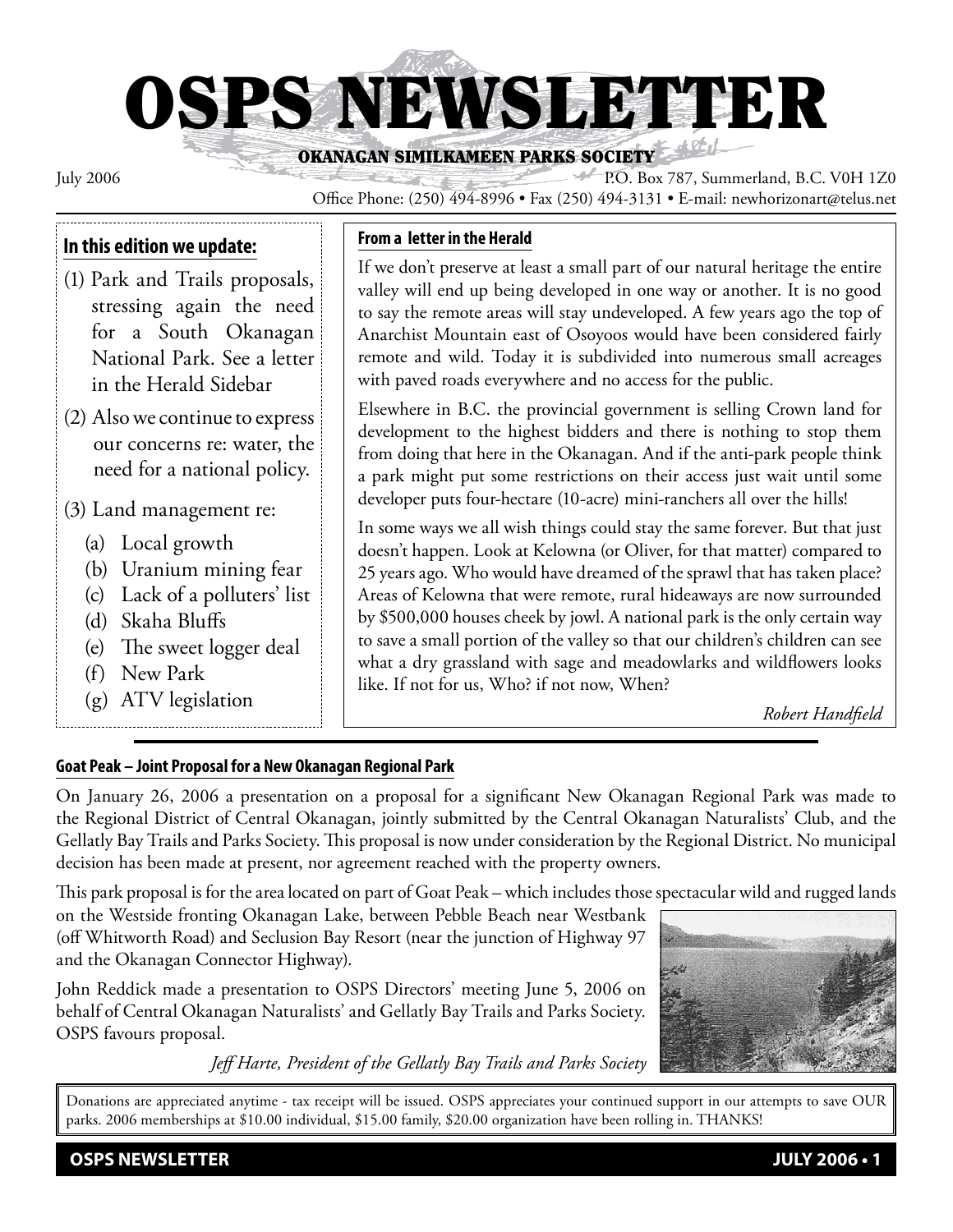# OSPS NEWSLETTER

**OKANAGAN SIMILKAMEEN PARKS SOCIETY**

July 2006

P.O. Box 787, Summerland, B.C. V0H 1Z0

Office Phone: (250) 494-8996 • Fax (250) 494-3131 • E-mail: newhorizonart@telus.net

**In this edition we update:**

(1) Park and Trails proposals, stressing again the need for a South Okanagan National Park. See a letter in the Herald Sidebar

(2) Also we continue to express our concerns re: water, the need for a national policy.

(3) Land management re:

- (a) Local growth
- (b) Uranium mining fear
- (c) Lack of a polluters' list
- (d) Skaha Bluffs
- (e) The sweet logger deal
- (f) New Park
- (g) ATV legislation

**From a letter in the Herald**

If we don't preserve at least a small part of our natural heritage the entire valley will end up being developed in one way or another. It is no good to say the remote areas will stay undeveloped. A few years ago the top of Anarchist Mountain east of Osoyoos would have been considered fairly remote and wild. Today it is subdivided into numerous small acreages with paved roads everywhere and no access for the public.

Elsewhere in B.C. the provincial government is selling Crown land for development to the highest bidders and there is nothing to stop them from doing that here in the Okanagan. And if the anti-park people think a park might put some restrictions on their access just wait until some developer puts four-hectare (10-acre) mini-ranchers all over the hills!

In some ways we all wish things could stay the same forever. But that just doesn't happen. Look at Kelowna (or Oliver, for that matter) compared to 25 years ago. Who would have dreamed of the sprawl that has taken place? Areas of Kelowna that were remote, rural hideaways are now surrounded by $500,000 houses cheek by jowl. A national park is the only certain way to save a small portion of the valley so that our children's children can see what a dry grassland with sage and meadowlarks and wildflowers looks like. If not for us, Who? if not now, When?

*Robert Handfield*

**Goat Peak – Joint Proposal for a New Okanagan Regional Park**

On January 26, 2006 a presentation on a proposal for a significant New Okanagan Regional Park was made to the Regional District of Central Okanagan, jointly submitted by the Central Okanagan Naturalists' Club, and the Gellatly Bay Trails and Parks Society. This proposal is now under consideration by the Regional District. No municipal decision has been made at present, nor agreement reached with the property owners.

This park proposal is for the area located on part of Goat Peak – which includes those spectacular wild and rugged lands on the Westside fronting Okanagan Lake, between Pebble Beach near Westbank (off Whitworth Road) and Seclusion Bay Resort (near the junction of Highway 97 and the Okanagan Connector Highway).

John Reddick made a presentation to OSPS Directors' meeting June 5, 2006 on behalf of Central Okanagan Naturalists' and Gellatly Bay Trails and Parks Society. OSPS favours proposal.

*Jeff Harte, President of the Gellatly Bay Trails and Parks Society*

Donations are appreciated anytime - tax receipt will be issued. OSPS appreciates your continued support in our attempts to save OUR parks. 2006 memberships at $10.00 individual, $15.00 family, $20.00 organization have been rolling in. THANKS!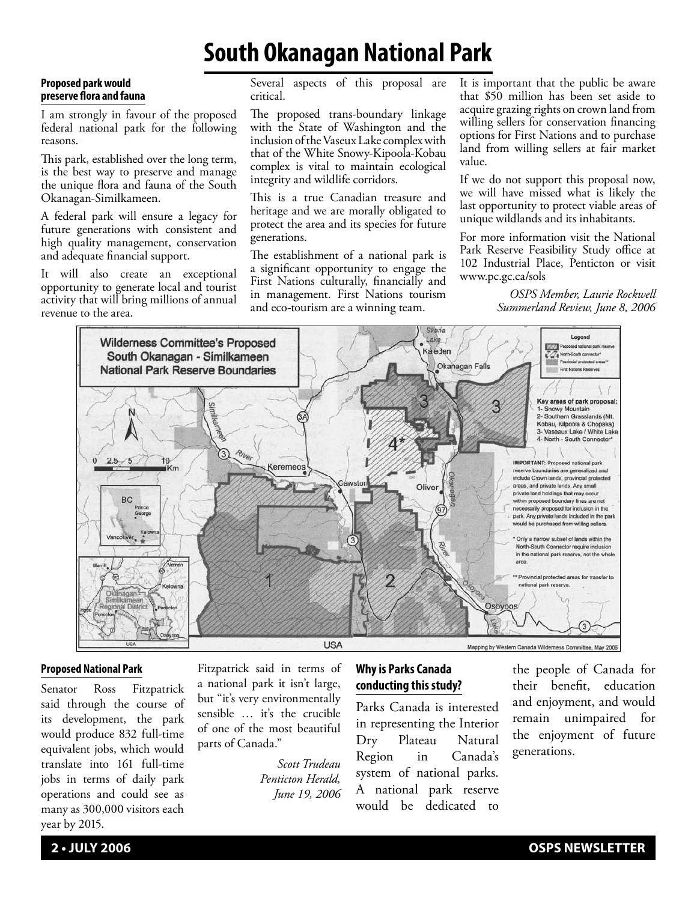# South Okanagan National Park

### Proposed park would preserve flora and fauna

I am strongly in favour of the proposed federal national park for the following reasons.

This park, established over the long term, is the best way to preserve and manage the unique flora and fauna of the South Okanagan-Similkameen.

A federal park will ensure a legacy for future generations with consistent and high quality management, conservation and adequate financial support.

It will also create an exceptional opportunity to generate local and tourist activity that will bring millions of annual revenue to the area.

Several aspects of this proposal are critical.

The proposed trans-boundary linkage with the State of Washington and the inclusion of the Vaseux Lake complex with that of the White Snowy-Kipoola-Kobau complex is vital to maintain ecological integrity and wildlife corridors.

This is a true Canadian treasure and heritage and we are morally obligated to protect the area and its species for future generations.

The establishment of a national park is a significant opportunity to engage the First Nations culturally, financially and in management. First Nations tourism and eco-tourism are a winning team.

It is important that the public be aware that $50 million has been set aside to acquire grazing rights on crown land from willing sellers for conservation financing options for First Nations and to purchase land from willing sellers at fair market value.

If we do not support this proposal now, we will have missed what is likely the last opportunity to protect viable areas of unique wildlands and its inhabitants.

For more information visit the National Park Reserve Feasibility Study office at 102 Industrial Place, Penticton or visit www.pc.gc.ca/sols

*OSPS Member, Laurie Rockwell*
*Summerland Review, June 8, 2006*

**Wilderness Committee's Proposed South Okanagan - Similkameen National Park Reserve Boundaries**

Legend: Proposed national park reserve; North-South connector*; Provincial protected areas**; First Nations Reserves

Key areas of park proposal:
1- Snowy Mountain
2- Southern Grasslands (Mt. Kobau, Kilpoola & Chopaka)
3- Vaseaux Lake / White Lake
4- North - South Connector*

IMPORTANT: Proposed national park reserve boundaries are generalized and include Crown lands, provincial protected areas, and private lands. Any small private land holdings that may occur within proposed boundary lines are not necessarily proposed for inclusion in the park. Any private lands included in the park would be purchased from willing sellers.

\* Only a narrow subset of lands within the North-South Connector require inclusion in the national park reserve, not the whole area.

\*\* Provincial protected areas for transfer to national park reserve.

Mapping by Western Canada Wilderness Committee, May 2006

### Proposed National Park

Senator Ross Fitzpatrick said through the course of its development, the park would produce 832 full-time equivalent jobs, which would translate into 161 full-time jobs in terms of daily park operations and could see as many as 300,000 visitors each year by 2015.

Fitzpatrick said in terms of a national park it isn't large, but "it's very environmentally sensible … it's the crucible of one of the most beautiful parts of Canada."

*Scott Trudeau*
*Penticton Herald,*
*June 19, 2006*

### Why is Parks Canada conducting this study?

Parks Canada is interested in representing the Interior Dry Plateau Natural Region in Canada's system of national parks. A national park reserve would be dedicated to the people of Canada for their benefit, education and enjoyment, and would remain unimpaired for the enjoyment of future generations.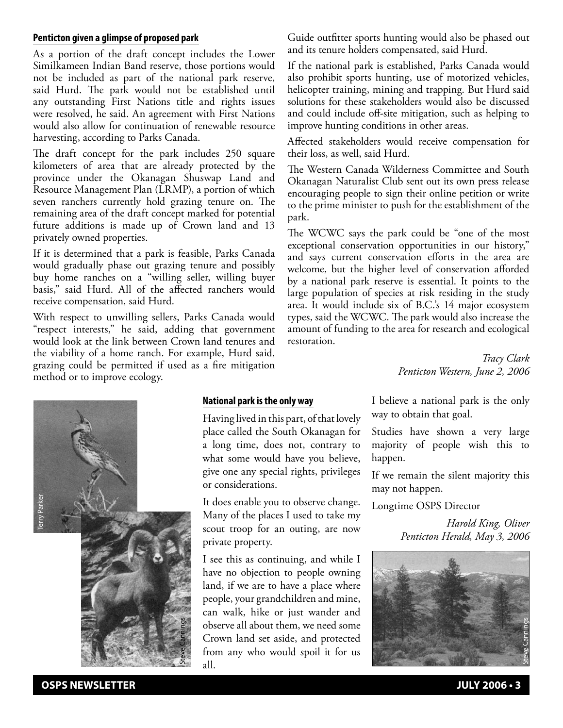#### Penticton given a glimpse of proposed park

As a portion of the draft concept includes the Lower Similkameen Indian Band reserve, those portions would not be included as part of the national park reserve, said Hurd. The park would not be established until any outstanding First Nations title and rights issues were resolved, he said. An agreement with First Nations would also allow for continuation of renewable resource harvesting, according to Parks Canada.

The draft concept for the park includes 250 square kilometers of area that are already protected by the province under the Okanagan Shuswap Land and Resource Management Plan (LRMP), a portion of which seven ranchers currently hold grazing tenure on. The remaining area of the draft concept marked for potential future additions is made up of Crown land and 13 privately owned properties.

If it is determined that a park is feasible, Parks Canada would gradually phase out grazing tenure and possibly buy home ranches on a "willing seller, willing buyer basis," said Hurd. All of the affected ranchers would receive compensation, said Hurd.

With respect to unwilling sellers, Parks Canada would "respect interests," he said, adding that government would look at the link between Crown land tenures and the viability of a home ranch. For example, Hurd said, grazing could be permitted if used as a fire mitigation method or to improve ecology.

Guide outfitter sports hunting would also be phased out and its tenure holders compensated, said Hurd.

If the national park is established, Parks Canada would also prohibit sports hunting, use of motorized vehicles, helicopter training, mining and trapping. But Hurd said solutions for these stakeholders would also be discussed and could include off-site mitigation, such as helping to improve hunting conditions in other areas.

Affected stakeholders would receive compensation for their loss, as well, said Hurd.

The Western Canada Wilderness Committee and South Okanagan Naturalist Club sent out its own press release encouraging people to sign their online petition or write to the prime minister to push for the establishment of the park.

The WCWC says the park could be "one of the most exceptional conservation opportunities in our history," and says current conservation efforts in the area are welcome, but the higher level of conservation afforded by a national park reserve is essential. It points to the large population of species at risk residing in the study area. It would include six of B.C.'s 14 major ecosystem types, said the WCWC. The park would also increase the amount of funding to the area for research and ecological restoration.

*Tracy Clark*
*Penticton Western, June 2, 2006*

Terry Parker

Steve Cannings

#### National park is the only way

Having lived in this part, of that lovely place called the South Okanagan for a long time, does not, contrary to what some would have you believe, give one any special rights, privileges or considerations.

It does enable you to observe change. Many of the places I used to take my scout troop for an outing, are now private property.

I see this as continuing, and while I have no objection to people owning land, if we are to have a place where people, your grandchildren and mine, can walk, hike or just wander and observe all about them, we need some Crown land set aside, and protected from any who would spoil it for us all.

I believe a national park is the only way to obtain that goal.

Studies have shown a very large majority of people wish this to happen.

If we remain the silent majority this may not happen.

Longtime OSPS Director

*Harold King, Oliver*
*Penticton Herald, May 3, 2006*

Steve Cannings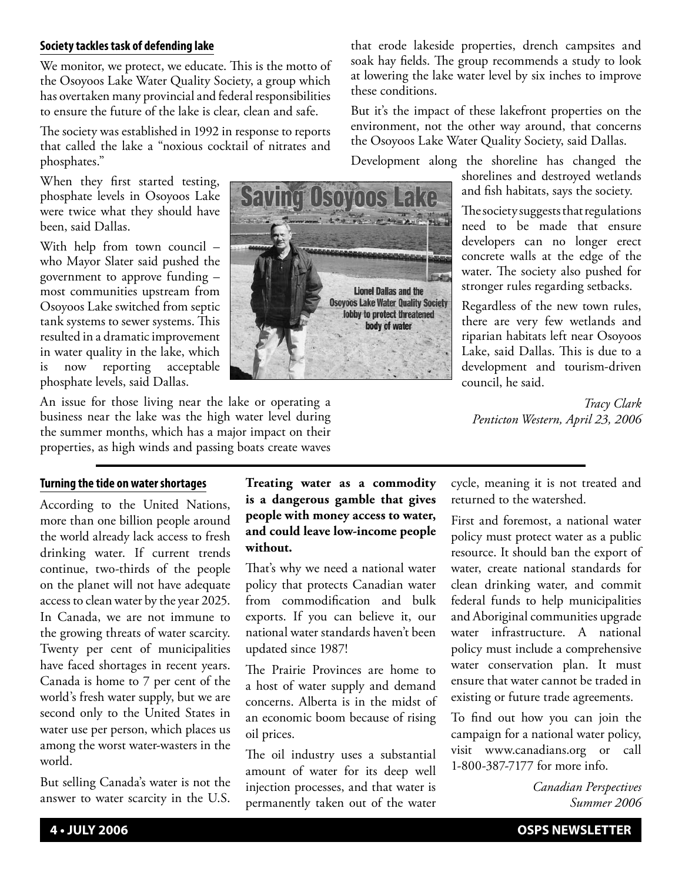## Society tackles task of defending lake

We monitor, we protect, we educate. This is the motto of the Osoyoos Lake Water Quality Society, a group which has overtaken many provincial and federal responsibilities to ensure the future of the lake is clear, clean and safe.

The society was established in 1992 in response to reports that called the lake a "noxious cocktail of nitrates and phosphates."

When they first started testing, phosphate levels in Osoyoos Lake were twice what they should have been, said Dallas.

With help from town council – who Mayor Slater said pushed the government to approve funding – most communities upstream from Osoyoos Lake switched from septic tank systems to sewer systems. This resulted in a dramatic improvement in water quality in the lake, which is now reporting acceptable phosphate levels, said Dallas.

**Saving Osoyoos Lake**

Lionel Dallas and the Osoyoos Lake Water Quality Society lobby to protect threatened body of water

An issue for those living near the lake or operating a business near the lake was the high water level during the summer months, which has a major impact on their properties, as high winds and passing boats create waves that erode lakeside properties, drench campsites and soak hay fields. The group recommends a study to look at lowering the lake water level by six inches to improve these conditions.

But it's the impact of these lakefront properties on the environment, not the other way around, that concerns the Osoyoos Lake Water Quality Society, said Dallas.

Development along the shoreline has changed the shorelines and destroyed wetlands and fish habitats, says the society.

The society suggests that regulations need to be made that ensure developers can no longer erect concrete walls at the edge of the water. The society also pushed for stronger rules regarding setbacks.

Regardless of the new town rules, there are very few wetlands and riparian habitats left near Osoyoos Lake, said Dallas. This is due to a development and tourism-driven council, he said.

*Tracy Clark*
*Penticton Western, April 23, 2006*

## Turning the tide on water shortages

According to the United Nations, more than one billion people around the world already lack access to fresh drinking water. If current trends continue, two-thirds of the people on the planet will not have adequate access to clean water by the year 2025. In Canada, we are not immune to the growing threats of water scarcity. Twenty per cent of municipalities have faced shortages in recent years. Canada is home to 7 per cent of the world's fresh water supply, but we are second only to the United States in water use per person, which places us among the worst water-wasters in the world.

But selling Canada's water is not the answer to water scarcity in the U.S.

**Treating water as a commodity is a dangerous gamble that gives people with money access to water, and could leave low-income people without.**

That's why we need a national water policy that protects Canadian water from commodification and bulk exports. If you can believe it, our national water standards haven't been updated since 1987!

The Prairie Provinces are home to a host of water supply and demand concerns. Alberta is in the midst of an economic boom because of rising oil prices.

The oil industry uses a substantial amount of water for its deep well injection processes, and that water is permanently taken out of the water cycle, meaning it is not treated and returned to the watershed.

First and foremost, a national water policy must protect water as a public resource. It should ban the export of water, create national standards for clean drinking water, and commit federal funds to help municipalities and Aboriginal communities upgrade water infrastructure. A national policy must include a comprehensive water conservation plan. It must ensure that water cannot be traded in existing or future trade agreements.

To find out how you can join the campaign for a national water policy, visit www.canadians.org or call 1-800-387-7177 for more info.

*Canadian Perspectives*
*Summer 2006*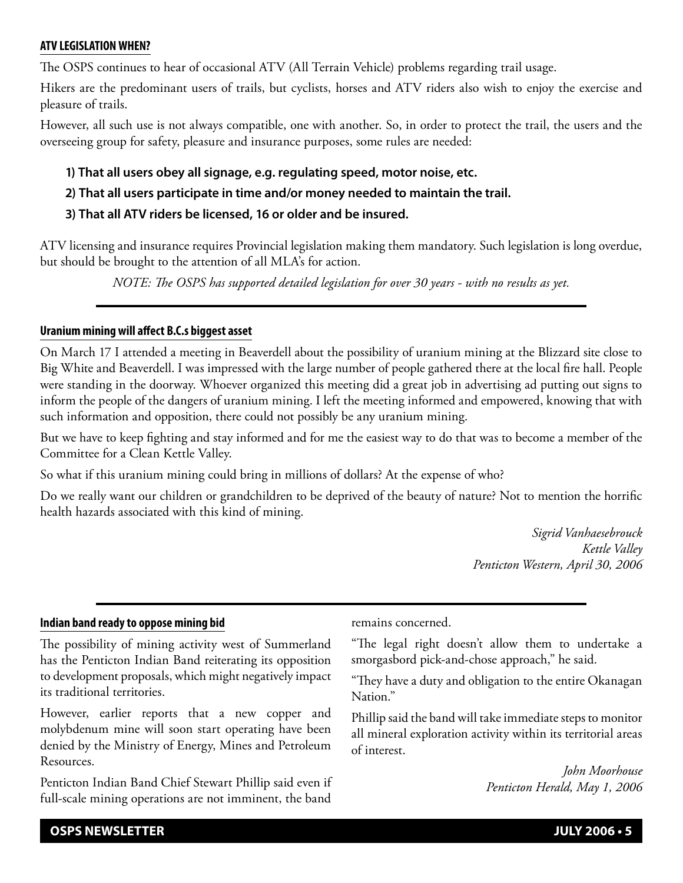### ATV LEGISLATION WHEN?

The OSPS continues to hear of occasional ATV (All Terrain Vehicle) problems regarding trail usage.

Hikers are the predominant users of trails, but cyclists, horses and ATV riders also wish to enjoy the exercise and pleasure of trails.

However, all such use is not always compatible, one with another. So, in order to protect the trail, the users and the overseeing group for safety, pleasure and insurance purposes, some rules are needed:

**1) That all users obey all signage, e.g. regulating speed, motor noise, etc.**

**2) That all users participate in time and/or money needed to maintain the trail.**

**3) That all ATV riders be licensed, 16 or older and be insured.**

ATV licensing and insurance requires Provincial legislation making them mandatory. Such legislation is long overdue, but should be brought to the attention of all MLA's for action.

*NOTE: The OSPS has supported detailed legislation for over 30 years - with no results as yet.*

---

### Uranium mining will affect B.C.s biggest asset

On March 17 I attended a meeting in Beaverdell about the possibility of uranium mining at the Blizzard site close to Big White and Beaverdell. I was impressed with the large number of people gathered there at the local fire hall. People were standing in the doorway. Whoever organized this meeting did a great job in advertising ad putting out signs to inform the people of the dangers of uranium mining. I left the meeting informed and empowered, knowing that with such information and opposition, there could not possibly be any uranium mining.

But we have to keep fighting and stay informed and for me the easiest way to do that was to become a member of the Committee for a Clean Kettle Valley.

So what if this uranium mining could bring in millions of dollars? At the expense of who?

Do we really want our children or grandchildren to be deprived of the beauty of nature? Not to mention the horrific health hazards associated with this kind of mining.

*Sigrid Vanhaesebrouck*
*Kettle Valley*
*Penticton Western, April 30, 2006*

---

### Indian band ready to oppose mining bid

The possibility of mining activity west of Summerland has the Penticton Indian Band reiterating its opposition to development proposals, which might negatively impact its traditional territories.

However, earlier reports that a new copper and molybdenum mine will soon start operating have been denied by the Ministry of Energy, Mines and Petroleum Resources.

Penticton Indian Band Chief Stewart Phillip said even if full-scale mining operations are not imminent, the band remains concerned.

"The legal right doesn't allow them to undertake a smorgasbord pick-and-chose approach," he said.

"They have a duty and obligation to the entire Okanagan Nation."

Phillip said the band will take immediate steps to monitor all mineral exploration activity within its territorial areas of interest.

*John Moorhouse*
*Penticton Herald, May 1, 2006*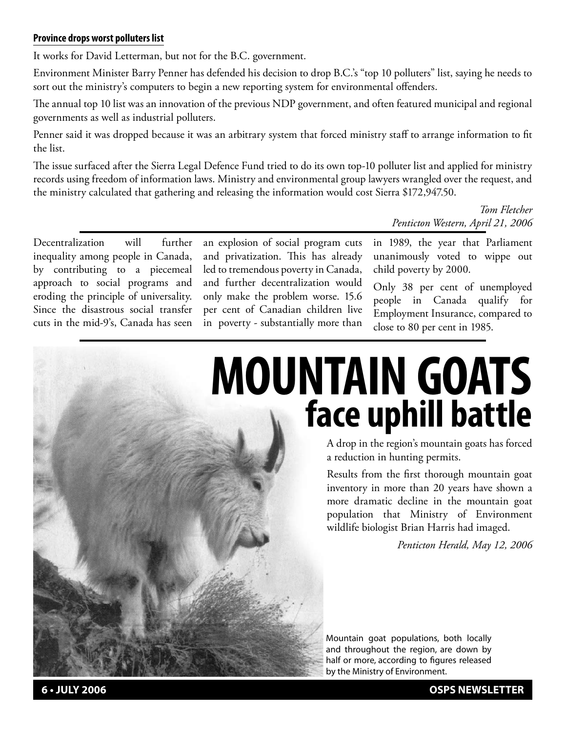**Province drops worst polluters list**

It works for David Letterman, but not for the B.C. government.

Environment Minister Barry Penner has defended his decision to drop B.C.'s "top 10 polluters" list, saying he needs to sort out the ministry's computers to begin a new reporting system for environmental offenders.

The annual top 10 list was an innovation of the previous NDP government, and often featured municipal and regional governments as well as industrial polluters.

Penner said it was dropped because it was an arbitrary system that forced ministry staff to arrange information to fit the list.

The issue surfaced after the Sierra Legal Defence Fund tried to do its own top-10 polluter list and applied for ministry records using freedom of information laws. Ministry and environmental group lawyers wrangled over the request, and the ministry calculated that gathering and releasing the information would cost Sierra $172,947.50.

*Tom Fletcher*
*Penticton Western, April 21, 2006*

---

Decentralization will further inequality among people in Canada, by contributing to a piecemeal approach to social programs and eroding the principle of universality. Since the disastrous social transfer cuts in the mid-9's, Canada has seen an explosion of social program cuts and privatization. This has already led to tremendous poverty in Canada, and further decentralization would only make the problem worse. 15.6 per cent of Canadian children live in poverty - substantially more than in 1989, the year that Parliament unanimously voted to wippe out child poverty by 2000.

Only 38 per cent of unemployed people in Canada qualify for Employment Insurance, compared to close to 80 per cent in 1985.

---

# MOUNTAIN GOATS face uphill battle

A drop in the region's mountain goats has forced a reduction in hunting permits.

Results from the first thorough mountain goat inventory in more than 20 years have shown a more dramatic decline in the mountain goat population that Ministry of Environment wildlife biologist Brian Harris had imaged.

*Penticton Herald, May 12, 2006*

Mountain goat populations, both locally and throughout the region, are down by half or more, according to figures released by the Ministry of Environment.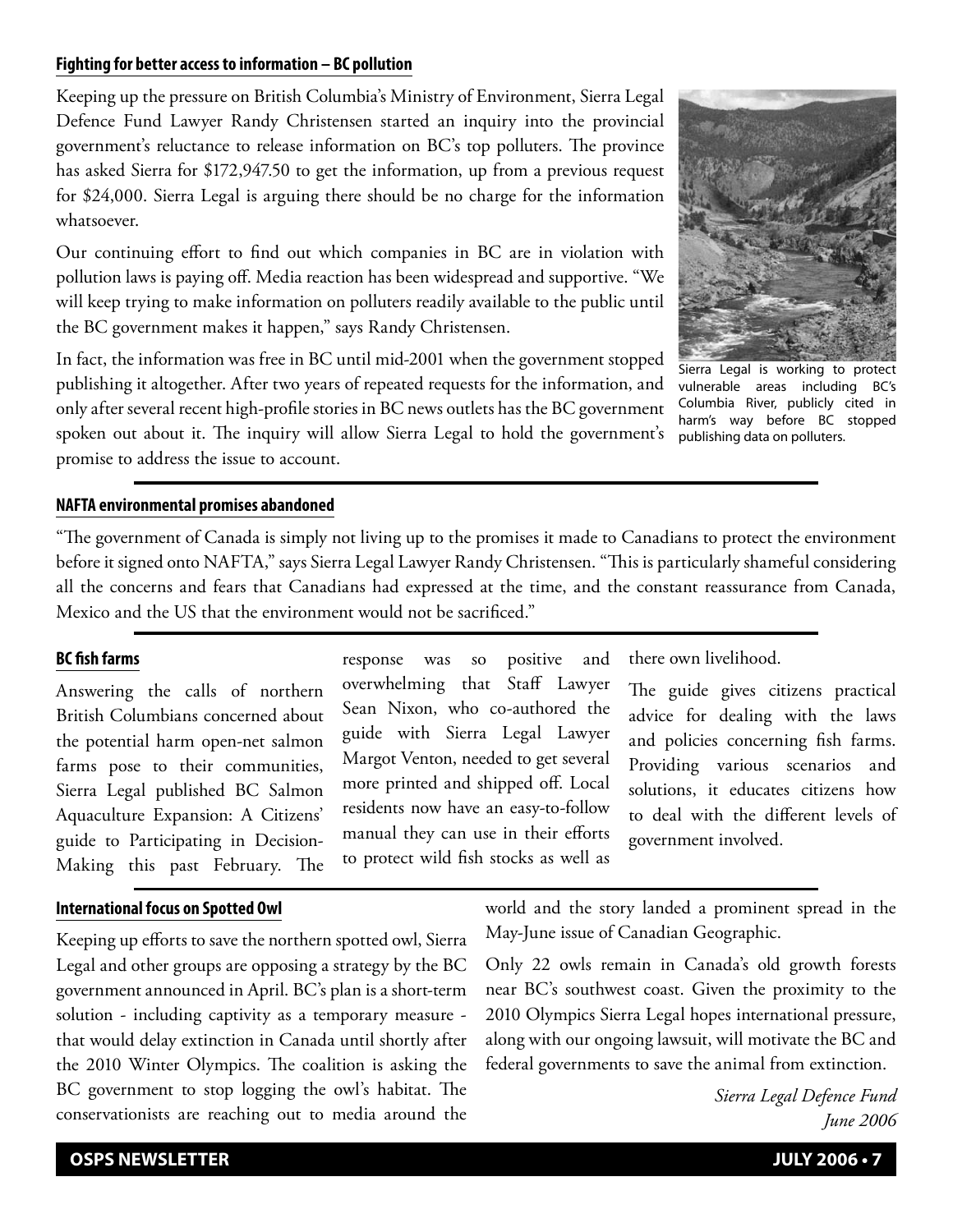### Fighting for better access to information – BC pollution

Keeping up the pressure on British Columbia's Ministry of Environment, Sierra Legal Defence Fund Lawyer Randy Christensen started an inquiry into the provincial government's reluctance to release information on BC's top polluters. The province has asked Sierra for $172,947.50 to get the information, up from a previous request for $24,000. Sierra Legal is arguing there should be no charge for the information whatsoever.

Our continuing effort to find out which companies in BC are in violation with pollution laws is paying off. Media reaction has been widespread and supportive. "We will keep trying to make information on polluters readily available to the public until the BC government makes it happen," says Randy Christensen.

In fact, the information was free in BC until mid-2001 when the government stopped publishing it altogether. After two years of repeated requests for the information, and only after several recent high-profile stories in BC news outlets has the BC government spoken out about it. The inquiry will allow Sierra Legal to hold the government's promise to address the issue to account.

Sierra Legal is working to protect vulnerable areas including BC's Columbia River, publicly cited in harm's way before BC stopped publishing data on polluters.

### NAFTA environmental promises abandoned

"The government of Canada is simply not living up to the promises it made to Canadians to protect the environment before it signed onto NAFTA," says Sierra Legal Lawyer Randy Christensen. "This is particularly shameful considering all the concerns and fears that Canadians had expressed at the time, and the constant reassurance from Canada, Mexico and the US that the environment would not be sacrificed."

### BC fish farms

Answering the calls of northern British Columbians concerned about the potential harm open-net salmon farms pose to their communities, Sierra Legal published BC Salmon Aquaculture Expansion: A Citizens' guide to Participating in Decision-Making this past February. The response was so positive and overwhelming that Staff Lawyer Sean Nixon, who co-authored the guide with Sierra Legal Lawyer Margot Venton, needed to get several more printed and shipped off. Local residents now have an easy-to-follow manual they can use in their efforts to protect wild fish stocks as well as there own livelihood.

The guide gives citizens practical advice for dealing with the laws and policies concerning fish farms. Providing various scenarios and solutions, it educates citizens how to deal with the different levels of government involved.

### International focus on Spotted Owl

Keeping up efforts to save the northern spotted owl, Sierra Legal and other groups are opposing a strategy by the BC government announced in April. BC's plan is a short-term solution - including captivity as a temporary measure - that would delay extinction in Canada until shortly after the 2010 Winter Olympics. The coalition is asking the BC government to stop logging the owl's habitat. The conservationists are reaching out to media around the world and the story landed a prominent spread in the May-June issue of Canadian Geographic.

Only 22 owls remain in Canada's old growth forests near BC's southwest coast. Given the proximity to the 2010 Olympics Sierra Legal hopes international pressure, along with our ongoing lawsuit, will motivate the BC and federal governments to save the animal from extinction.

*Sierra Legal Defence Fund*
*June 2006*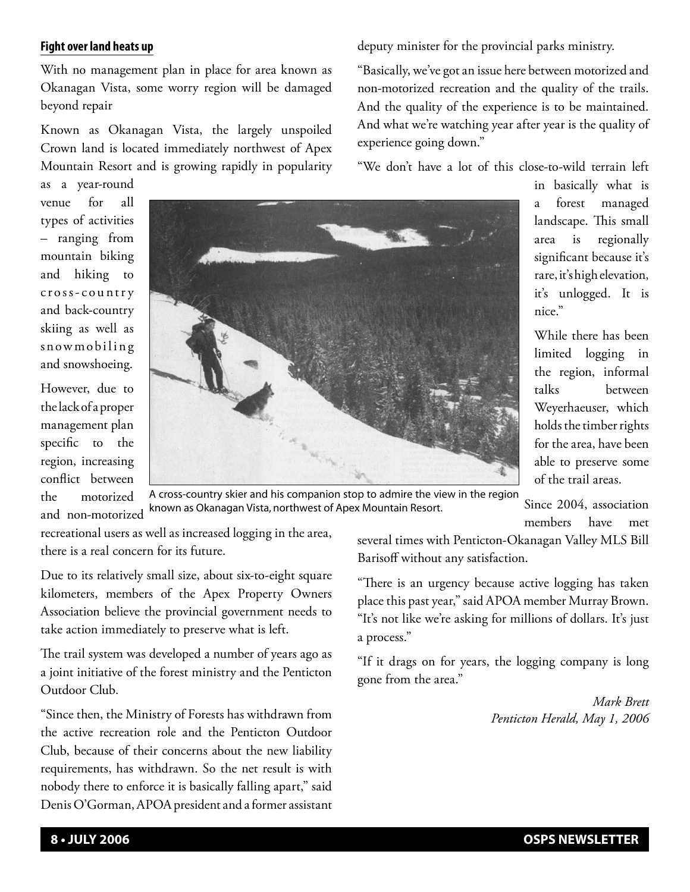## Fight over land heats up

With no management plan in place for area known as Okanagan Vista, some worry region will be damaged beyond repair

Known as Okanagan Vista, the largely unspoiled Crown land is located immediately northwest of Apex Mountain Resort and is growing rapidly in popularity as a year-round venue for all types of activities – ranging from mountain biking and hiking to cross-country and back-country skiing as well as snowmobiling and snowshoeing.

However, due to the lack of a proper management plan specific to the region, increasing conflict between the motorized and non-motorized recreational users as well as increased logging in the area, there is a real concern for its future.

A cross-country skier and his companion stop to admire the view in the region known as Okanagan Vista, northwest of Apex Mountain Resort.

Due to its relatively small size, about six-to-eight square kilometers, members of the Apex Property Owners Association believe the provincial government needs to take action immediately to preserve what is left.

The trail system was developed a number of years ago as a joint initiative of the forest ministry and the Penticton Outdoor Club.

"Since then, the Ministry of Forests has withdrawn from the active recreation role and the Penticton Outdoor Club, because of their concerns about the new liability requirements, has withdrawn. So the net result is with nobody there to enforce it is basically falling apart," said Denis O'Gorman, APOA president and a former assistant deputy minister for the provincial parks ministry.

"Basically, we've got an issue here between motorized and non-motorized recreation and the quality of the trails. And the quality of the experience is to be maintained. And what we're watching year after year is the quality of experience going down."

"We don't have a lot of this close-to-wild terrain left in basically what is a forest managed landscape. This small area is regionally significant because it's rare, it's high elevation, it's unlogged. It is nice."

While there has been limited logging in the region, informal talks between Weyerhaeuser, which holds the timber rights for the area, have been able to preserve some of the trail areas.

Since 2004, association members have met several times with Penticton-Okanagan Valley MLS Bill Barisoff without any satisfaction.

"There is an urgency because active logging has taken place this past year," said APOA member Murray Brown. "It's not like we're asking for millions of dollars. It's just a process."

"If it drags on for years, the logging company is long gone from the area."

*Mark Brett*
*Penticton Herald, May 1, 2006*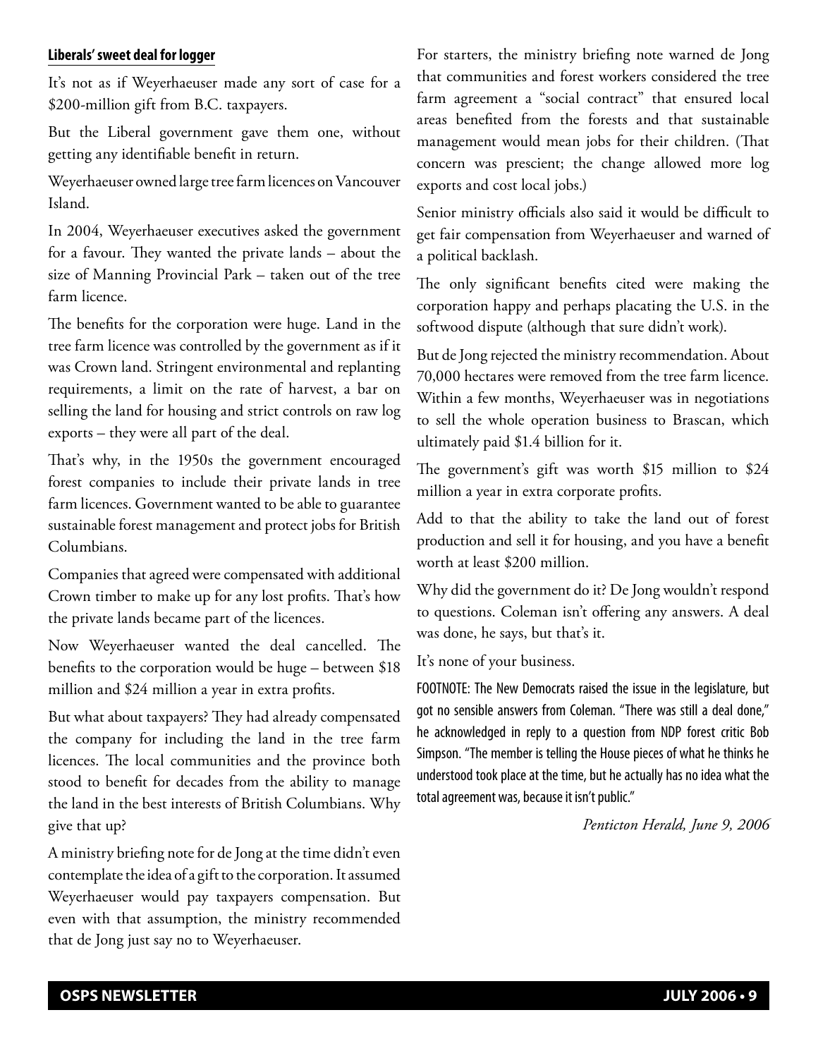## Liberals' sweet deal for logger

It's not as if Weyerhaeuser made any sort of case for a \$200-million gift from B.C. taxpayers.

But the Liberal government gave them one, without getting any identifiable benefit in return.

Weyerhaeuser owned large tree farm licences on Vancouver Island.

In 2004, Weyerhaeuser executives asked the government for a favour. They wanted the private lands – about the size of Manning Provincial Park – taken out of the tree farm licence.

The benefits for the corporation were huge. Land in the tree farm licence was controlled by the government as if it was Crown land. Stringent environmental and replanting requirements, a limit on the rate of harvest, a bar on selling the land for housing and strict controls on raw log exports – they were all part of the deal.

That's why, in the 1950s the government encouraged forest companies to include their private lands in tree farm licences. Government wanted to be able to guarantee sustainable forest management and protect jobs for British Columbians.

Companies that agreed were compensated with additional Crown timber to make up for any lost profits. That's how the private lands became part of the licences.

Now Weyerhaeuser wanted the deal cancelled. The benefits to the corporation would be huge – between \$18 million and \$24 million a year in extra profits.

But what about taxpayers? They had already compensated the company for including the land in the tree farm licences. The local communities and the province both stood to benefit for decades from the ability to manage the land in the best interests of British Columbians. Why give that up?

A ministry briefing note for de Jong at the time didn't even contemplate the idea of a gift to the corporation. It assumed Weyerhaeuser would pay taxpayers compensation. But even with that assumption, the ministry recommended that de Jong just say no to Weyerhaeuser.

For starters, the ministry briefing note warned de Jong that communities and forest workers considered the tree farm agreement a "social contract" that ensured local areas benefited from the forests and that sustainable management would mean jobs for their children. (That concern was prescient; the change allowed more log exports and cost local jobs.)

Senior ministry officials also said it would be difficult to get fair compensation from Weyerhaeuser and warned of a political backlash.

The only significant benefits cited were making the corporation happy and perhaps placating the U.S. in the softwood dispute (although that sure didn't work).

But de Jong rejected the ministry recommendation. About 70,000 hectares were removed from the tree farm licence. Within a few months, Weyerhaeuser was in negotiations to sell the whole operation business to Brascan, which ultimately paid \$1.4 billion for it.

The government's gift was worth \$15 million to \$24 million a year in extra corporate profits.

Add to that the ability to take the land out of forest production and sell it for housing, and you have a benefit worth at least \$200 million.

Why did the government do it? De Jong wouldn't respond to questions. Coleman isn't offering any answers. A deal was done, he says, but that's it.

It's none of your business.

FOOTNOTE: The New Democrats raised the issue in the legislature, but got no sensible answers from Coleman. "There was still a deal done," he acknowledged in reply to a question from NDP forest critic Bob Simpson. "The member is telling the House pieces of what he thinks he understood took place at the time, but he actually has no idea what the total agreement was, because it isn't public."

*Penticton Herald, June 9, 2006*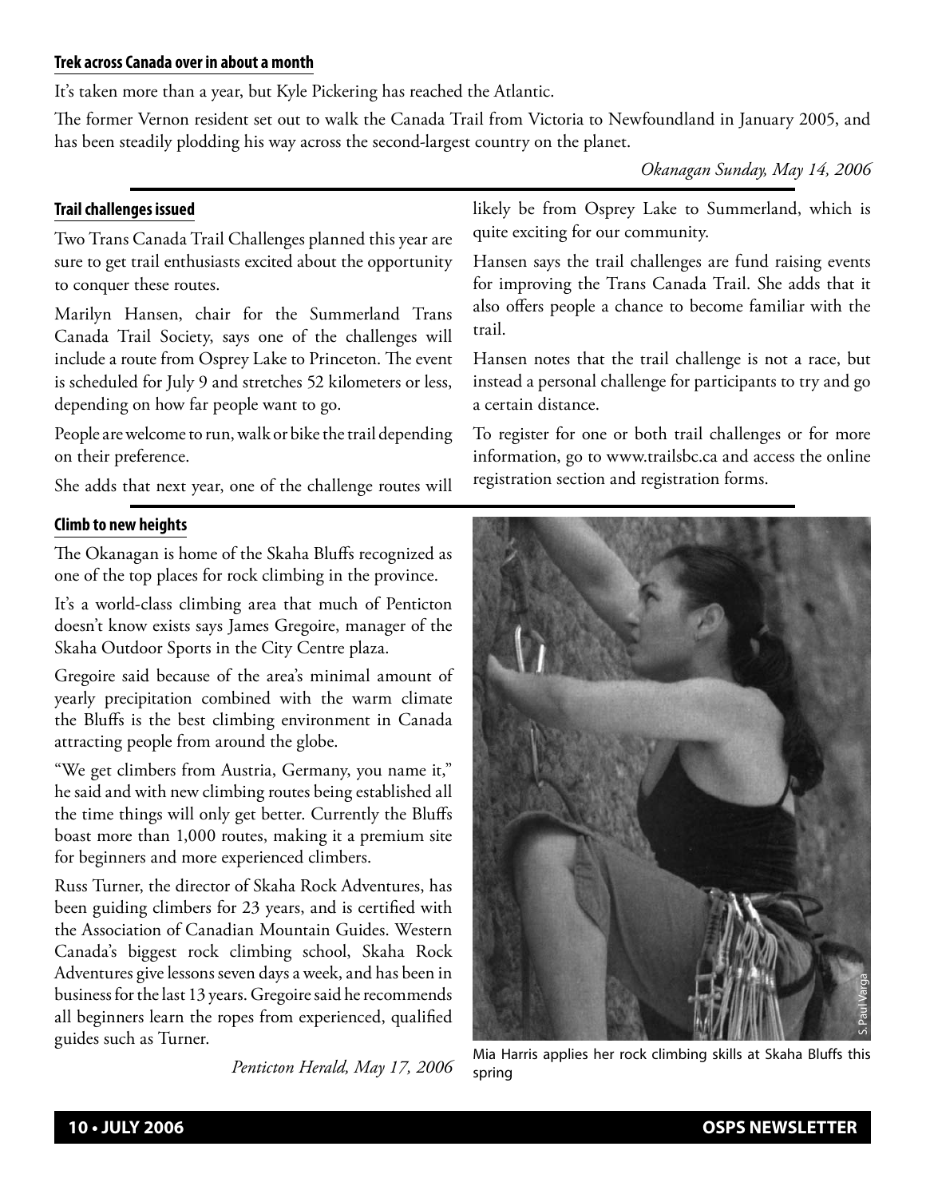### Trek across Canada over in about a month

It's taken more than a year, but Kyle Pickering has reached the Atlantic.

The former Vernon resident set out to walk the Canada Trail from Victoria to Newfoundland in January 2005, and has been steadily plodding his way across the second-largest country on the planet.

*Okanagan Sunday, May 14, 2006*

### Trail challenges issued

Two Trans Canada Trail Challenges planned this year are sure to get trail enthusiasts excited about the opportunity to conquer these routes.

Marilyn Hansen, chair for the Summerland Trans Canada Trail Society, says one of the challenges will include a route from Osprey Lake to Princeton. The event is scheduled for July 9 and stretches 52 kilometers or less, depending on how far people want to go.

People are welcome to run, walk or bike the trail depending on their preference.

She adds that next year, one of the challenge routes will likely be from Osprey Lake to Summerland, which is quite exciting for our community.

Hansen says the trail challenges are fund raising events for improving the Trans Canada Trail. She adds that it also offers people a chance to become familiar with the trail.

Hansen notes that the trail challenge is not a race, but instead a personal challenge for participants to try and go a certain distance.

To register for one or both trail challenges or for more information, go to www.trailsbc.ca and access the online registration section and registration forms.

### Climb to new heights

The Okanagan is home of the Skaha Bluffs recognized as one of the top places for rock climbing in the province.

It's a world-class climbing area that much of Penticton doesn't know exists says James Gregoire, manager of the Skaha Outdoor Sports in the City Centre plaza.

Gregoire said because of the area's minimal amount of yearly precipitation combined with the warm climate the Bluffs is the best climbing environment in Canada attracting people from around the globe.

"We get climbers from Austria, Germany, you name it," he said and with new climbing routes being established all the time things will only get better. Currently the Bluffs boast more than 1,000 routes, making it a premium site for beginners and more experienced climbers.

Russ Turner, the director of Skaha Rock Adventures, has been guiding climbers for 23 years, and is certified with the Association of Canadian Mountain Guides. Western Canada's biggest rock climbing school, Skaha Rock Adventures give lessons seven days a week, and has been in business for the last 13 years. Gregoire said he recommends all beginners learn the ropes from experienced, qualified guides such as Turner.

*Penticton Herald, May 17, 2006*

S. Paul Varga

Mia Harris applies her rock climbing skills at Skaha Bluffs this spring